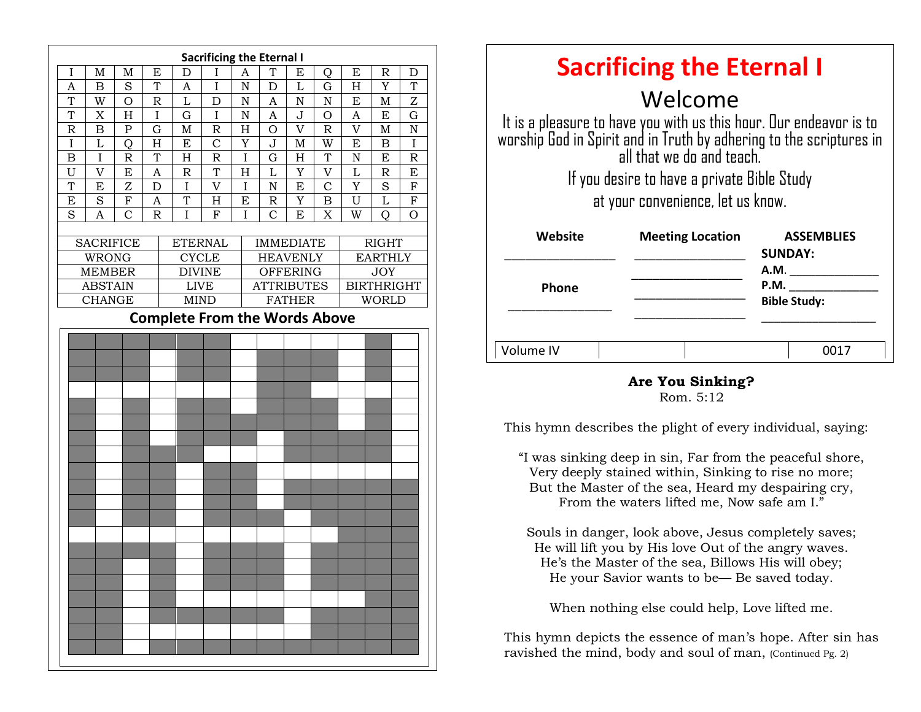## Sacrificing the Eternal I

| | | | | | | | | | | | | |
|---|---|---|---|---|---|---|---|---|---|---|---|---|
| I | M | M | E | D | I | A | T | E | Q | E | R | D |
| A | B | S | T | A | I | N | D | L | G | H | Y | T |
| T | W | O | R | L | D | N | A | N | N | E | M | Z |
| T | X | H | I | G | I | N | A | J | O | A | E | G |
| R | B | P | G | M | R | H | O | V | R | V | M | N |
| I | L | Q | H | E | C | Y | J | M | W | E | B | I |
| B | I | R | T | H | R | I | G | H | T | N | E | R |
| U | V | E | A | R | T | H | L | Y | V | L | R | E |
| T | E | Z | D | I | V | I | N | E | C | Y | S | F |
| E | S | F | A | T | H | E | R | Y | B | U | L | F |
| S | A | C | R | I | F | I | C | E | X | W | Q | O |

| | | | |
|---|---|---|---|
| SACRIFICE | ETERNAL | IMMEDIATE | RIGHT |
| WRONG | CYCLE | HEAVENLY | EARTHLY |
| MEMBER | DIVINE | OFFERING | JOY |
| ABSTAIN | LIVE | ATTRIBUTES | BIRTHRIGHT |
| CHANGE | MIND | FATHER | WORLD |

### Complete From the Words Above

# Sacrificing the Eternal I

## Welcome

It is a pleasure to have you with us this hour. Our endeavor is to worship God in Spirit and in Truth by adhering to the scriptures in all that we do and teach.

If you desire to have a private Bible Study at your convenience, let us know.

**Website** ________________

**Phone** ________________

**Meeting Location** ________________ ________________ ________________ ________________

**ASSEMBLIES**
**SUNDAY:**
**A.M.** ______________
**P.M.** ______________
**Bible Study:** ________________

| Volume IV | | | 0017 |
|---|---|---|---|

**Are You Sinking?**
Rom. 5:12

This hymn describes the plight of every individual, saying:

"I was sinking deep in sin, Far from the peaceful shore,
Very deeply stained within, Sinking to rise no more;
But the Master of the sea, Heard my despairing cry,
From the waters lifted me, Now safe am I."

Souls in danger, look above, Jesus completely saves;
He will lift you by His love Out of the angry waves.
He's the Master of the sea, Billows His will obey;
He your Savior wants to be— Be saved today.

When nothing else could help, Love lifted me.

This hymn depicts the essence of man's hope. After sin has ravished the mind, body and soul of man, (Continued Pg. 2)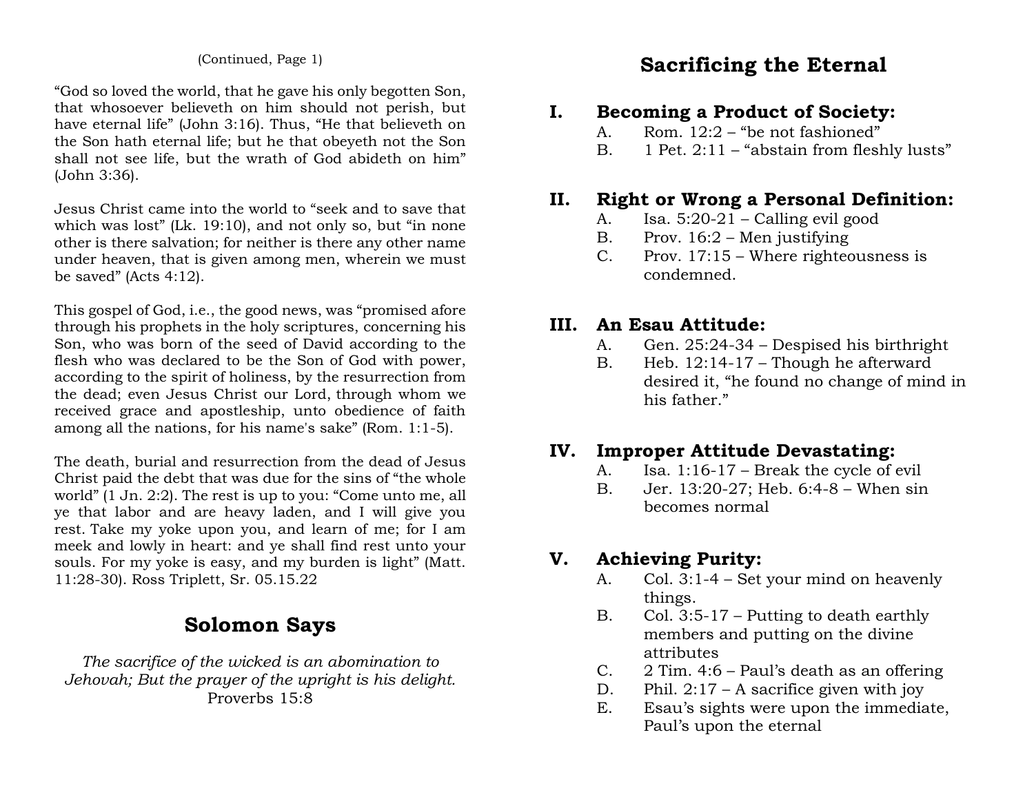(Continued, Page 1)

"God so loved the world, that he gave his only begotten Son, that whosoever believeth on him should not perish, but have eternal life" (John 3:16). Thus, "He that believeth on the Son hath eternal life; but he that obeyeth not the Son shall not see life, but the wrath of God abideth on him" (John 3:36).

Jesus Christ came into the world to "seek and to save that which was lost" (Lk. 19:10), and not only so, but "in none other is there salvation; for neither is there any other name under heaven, that is given among men, wherein we must be saved" (Acts 4:12).

This gospel of God, i.e., the good news, was "promised afore through his prophets in the holy scriptures, concerning his Son, who was born of the seed of David according to the flesh who was declared to be the Son of God with power, according to the spirit of holiness, by the resurrection from the dead; even Jesus Christ our Lord, through whom we received grace and apostleship, unto obedience of faith among all the nations, for his name's sake" (Rom. 1:1-5).

The death, burial and resurrection from the dead of Jesus Christ paid the debt that was due for the sins of "the whole world" (1 Jn. 2:2). The rest is up to you: "Come unto me, all ye that labor and are heavy laden, and I will give you rest. Take my yoke upon you, and learn of me; for I am meek and lowly in heart: and ye shall find rest unto your souls. For my yoke is easy, and my burden is light" (Matt. 11:28-30). Ross Triplett, Sr. 05.15.22

## Solomon Says

*The sacrifice of the wicked is an abomination to Jehovah; But the prayer of the upright is his delight.*
Proverbs 15:8

# Sacrificing the Eternal

## I. Becoming a Product of Society:

- A. Rom. 12:2 – "be not fashioned"
- B. 1 Pet. 2:11 – "abstain from fleshly lusts"

## II. Right or Wrong a Personal Definition:

- A. Isa. 5:20-21 – Calling evil good
- B. Prov. 16:2 – Men justifying
- C. Prov. 17:15 – Where righteousness is condemned.

## III. An Esau Attitude:

- A. Gen. 25:24-34 – Despised his birthright
- B. Heb. 12:14-17 – Though he afterward desired it, "he found no change of mind in his father."

## IV. Improper Attitude Devastating:

- A. Isa. 1:16-17 – Break the cycle of evil
- B. Jer. 13:20-27; Heb. 6:4-8 – When sin becomes normal

## V. Achieving Purity:

- A. Col. 3:1-4 – Set your mind on heavenly things.
- B. Col. 3:5-17 – Putting to death earthly members and putting on the divine attributes
- C. 2 Tim. 4:6 – Paul's death as an offering
- D. Phil. 2:17 – A sacrifice given with joy
- E. Esau's sights were upon the immediate, Paul's upon the eternal